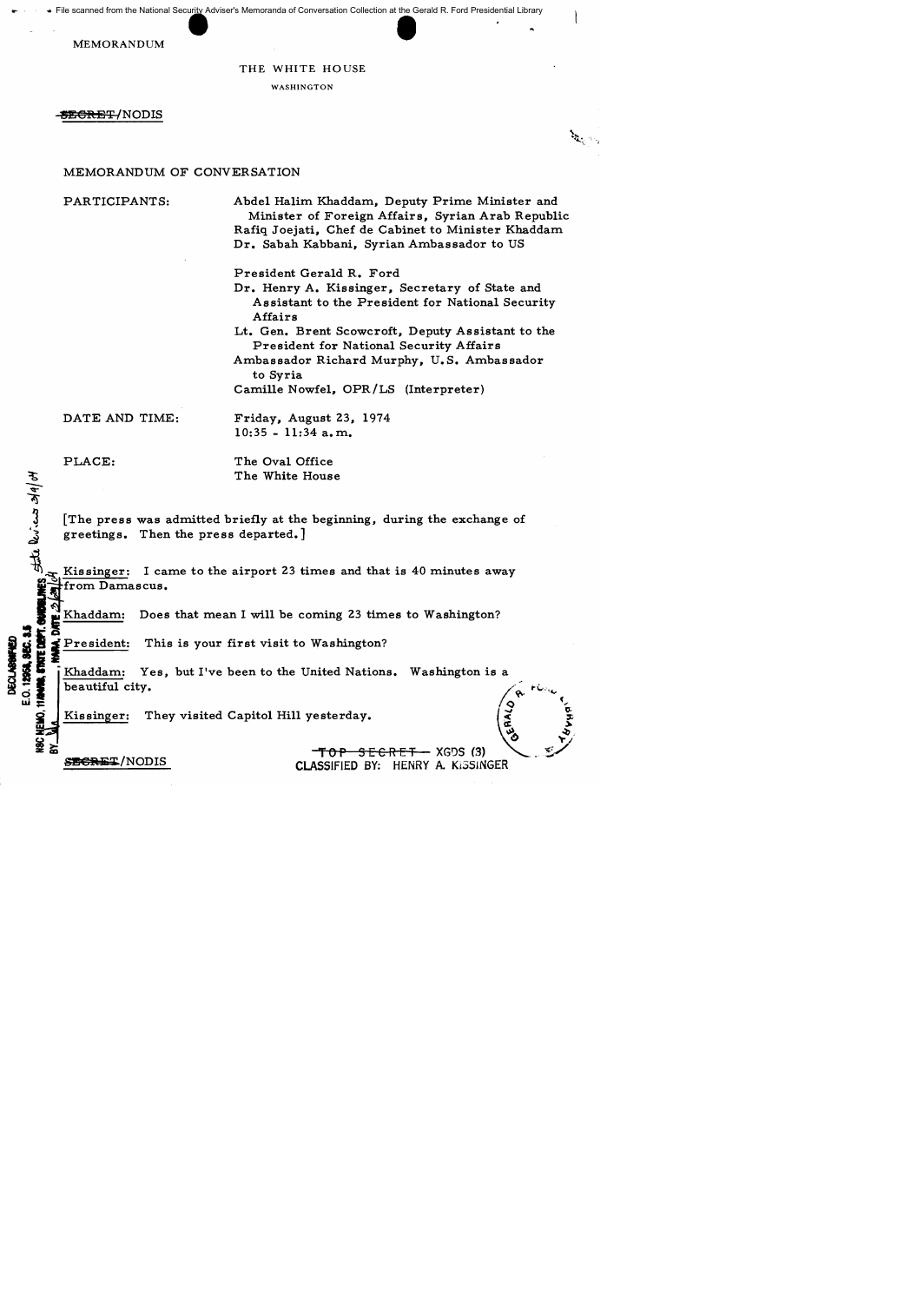MEMORANDUM

THE WHITE HOUSE

WASHINGTON

~~SECRET~~/NODIS

MEMORANDUM OF CONVERSATION

PARTICIPANTS:

Abdel Halim Khaddam, Deputy Prime Minister and Minister of Foreign Affairs, Syrian Arab Republic
Rafiq Joejati, Chef de Cabinet to Minister Khaddam
Dr. Sabah Kabbani, Syrian Ambassador to US

President Gerald R. Ford
Dr. Henry A. Kissinger, Secretary of State and Assistant to the President for National Security Affairs
Lt. Gen. Brent Scowcroft, Deputy Assistant to the President for National Security Affairs
Ambassador Richard Murphy, U.S. Ambassador to Syria
Camille Nowfel, OPR/LS (Interpreter)

DATE AND TIME: Friday, August 23, 1974
10:35 - 11:34 a.m.

PLACE: The Oval Office
The White House

[The press was admitted briefly at the beginning, during the exchange of greetings. Then the press departed.]

Kissinger: I came to the airport 23 times and that is 40 minutes away from Damascus.

Khaddam: Does that mean I will be coming 23 times to Washington?

President: This is your first visit to Washington?

Khaddam: Yes, but I've been to the United Nations. Washington is a beautiful city.

Kissinger: They visited Capitol Hill yesterday.

~~SECRET~~/NODIS

~~TOP SECRET~~ XGDS (3)
CLASSIFIED BY: HENRY A. KISSINGER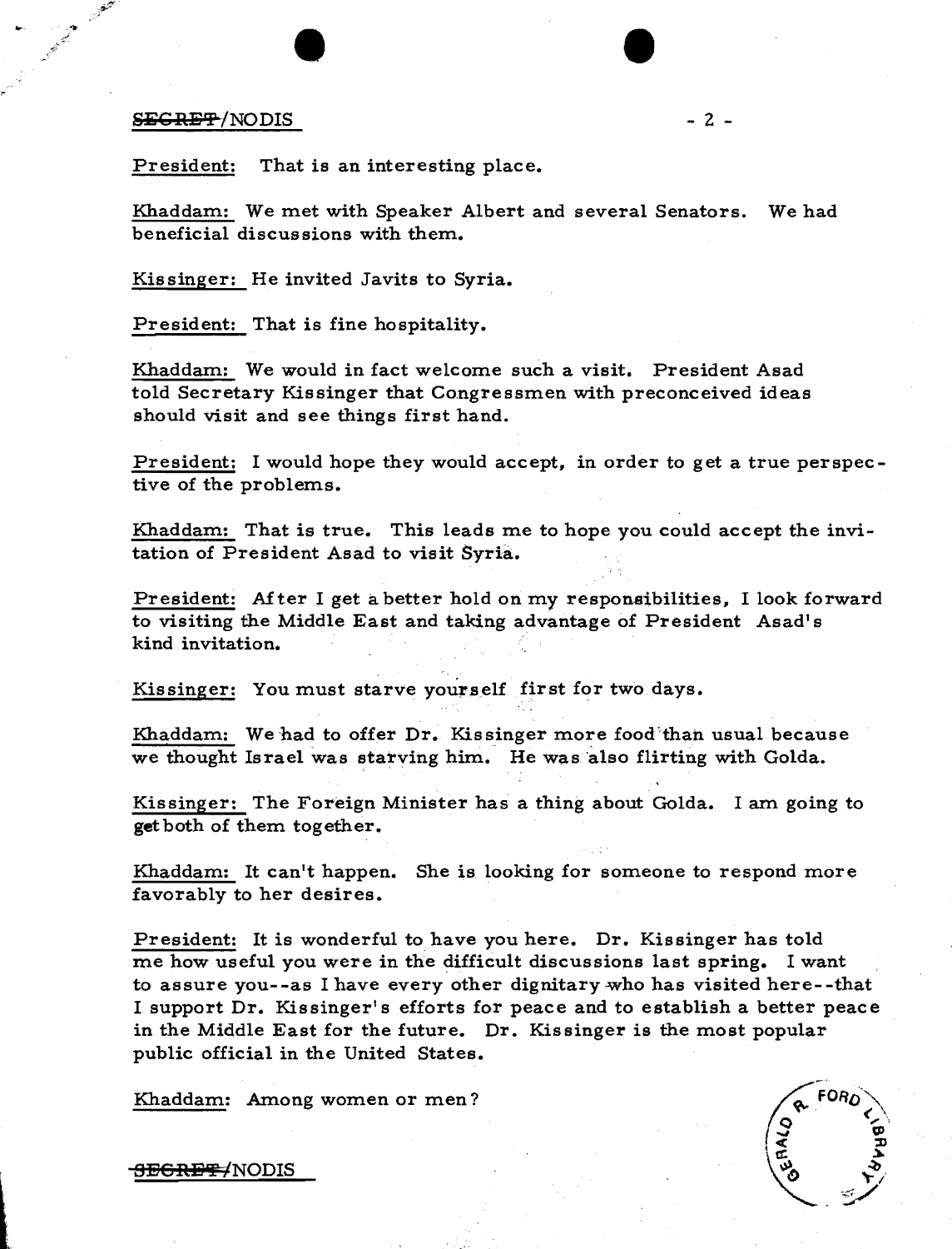President: That is an interesting place.

Khaddam: We met with Speaker Albert and several Senators. We had beneficial discussions with them.

Kissinger: He invited Javits to Syria.

President: That is fine hospitality.

Khaddam: We would in fact welcome such a visit. President Asad told Secretary Kissinger that Congressmen with preconceived ideas should visit and see things first hand.

President: I would hope they would accept, in order to get a true perspective of the problems.

Khaddam: That is true. This leads me to hope you could accept the invitation of President Asad to visit Syria.

President: After I get a better hold on my responsibilities, I look forward to visiting the Middle East and taking advantage of President Asad's kind invitation.

Kissinger: You must starve yourself first for two days.

Khaddam: We had to offer Dr. Kissinger more food than usual because we thought Israel was starving him. He was also flirting with Golda.

Kissinger: The Foreign Minister has a thing about Golda. I am going to get both of them together.

Khaddam: It can't happen. She is looking for someone to respond more favorably to her desires.

President: It is wonderful to have you here. Dr. Kissinger has told me how useful you were in the difficult discussions last spring. I want to assure you--as I have every other dignitary who has visited here--that I support Dr. Kissinger's efforts for peace and to establish a better peace in the Middle East for the future. Dr. Kissinger is the most popular public official in the United States.

Khaddam: Among women or men?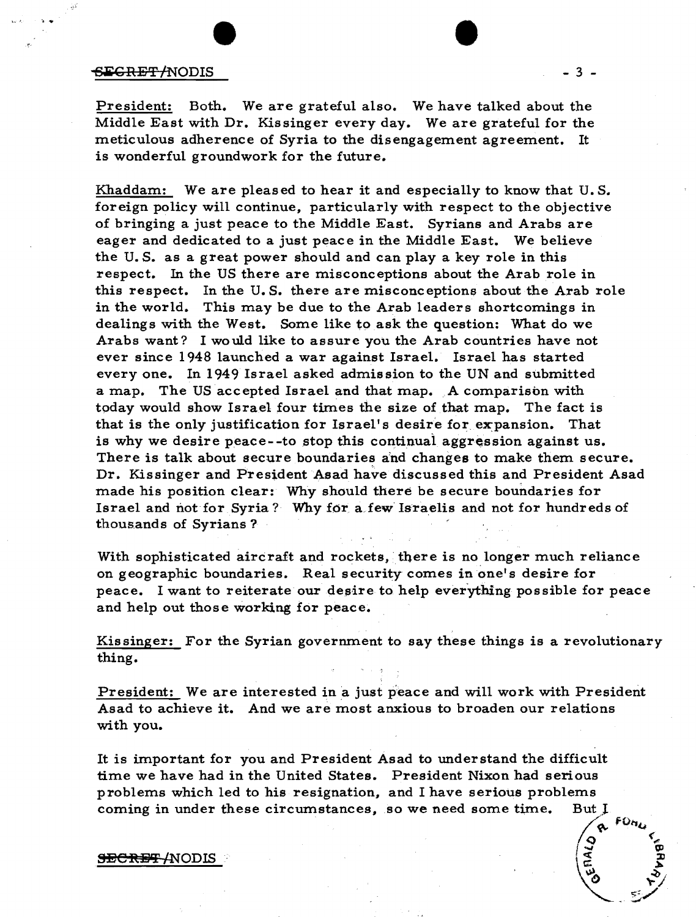President: Both. We are grateful also. We have talked about the Middle East with Dr. Kissinger every day. We are grateful for the meticulous adherence of Syria to the disengagement agreement. It is wonderful groundwork for the future.

Khaddam: We are pleased to hear it and especially to know that U.S. foreign policy will continue, particularly with respect to the objective of bringing a just peace to the Middle East. Syrians and Arabs are eager and dedicated to a just peace in the Middle East. We believe the U.S. as a great power should and can play a key role in this respect. In the US there are misconceptions about the Arab role in this respect. In the U.S. there are misconceptions about the Arab role in the world. This may be due to the Arab leaders shortcomings in dealings with the West. Some like to ask the question: What do we Arabs want? I would like to assure you the Arab countries have not ever since 1948 launched a war against Israel. Israel has started every one. In 1949 Israel asked admission to the UN and submitted a map. The US accepted Israel and that map. A comparison with today would show Israel four times the size of that map. The fact is that is the only justification for Israel's desire for expansion. That is why we desire peace--to stop this continual aggression against us. There is talk about secure boundaries and changes to make them secure. Dr. Kissinger and President Asad have discussed this and President Asad made his position clear: Why should there be secure boundaries for Israel and not for Syria? Why for a few Israelis and not for hundreds of thousands of Syrians?

With sophisticated aircraft and rockets, there is no longer much reliance on geographic boundaries. Real security comes in one's desire for peace. I want to reiterate our desire to help everything possible for peace and help out those working for peace.

Kissinger: For the Syrian government to say these things is a revolutionary thing.

President: We are interested in a just peace and will work with President Asad to achieve it. And we are most anxious to broaden our relations with you.

It is important for you and President Asad to understand the difficult time we have had in the United States. President Nixon had serious problems which led to his resignation, and I have serious problems coming in under these circumstances, so we need some time. But I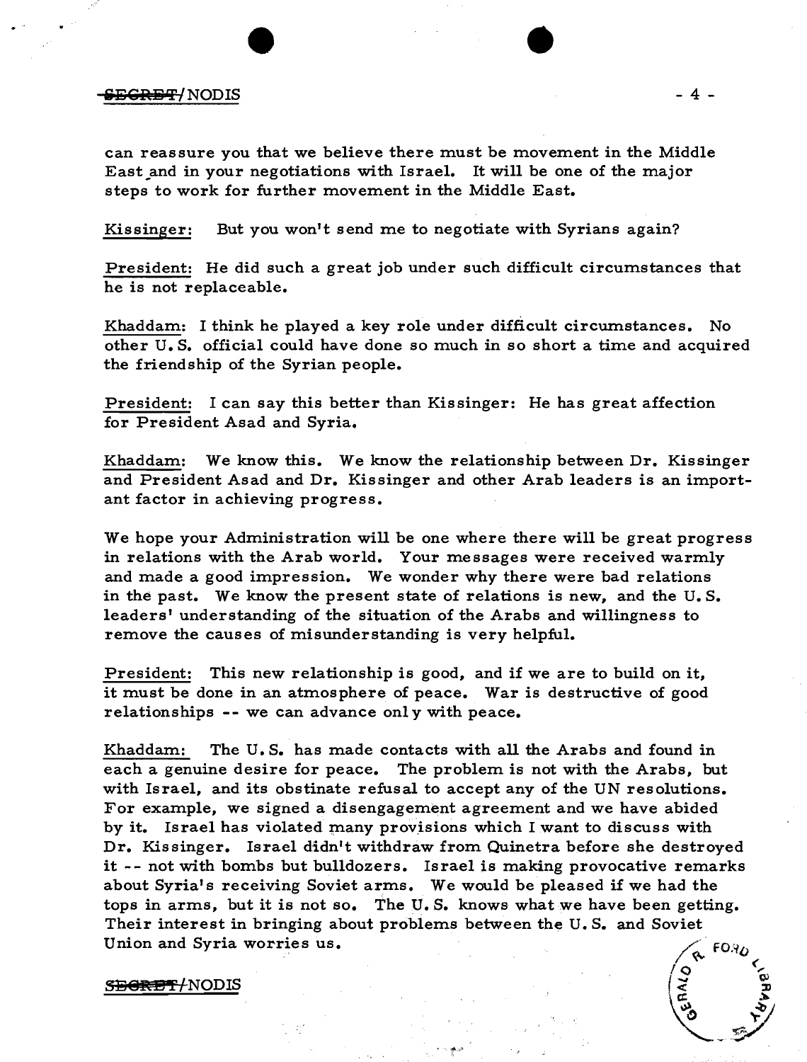can reassure you that we believe there must be movement in the Middle East and in your negotiations with Israel. It will be one of the major steps to work for further movement in the Middle East.

Kissinger: But you won't send me to negotiate with Syrians again?

President: He did such a great job under such difficult circumstances that he is not replaceable.

Khaddam: I think he played a key role under difficult circumstances. No other U.S. official could have done so much in so short a time and acquired the friendship of the Syrian people.

President: I can say this better than Kissinger: He has great affection for President Asad and Syria.

Khaddam: We know this. We know the relationship between Dr. Kissinger and President Asad and Dr. Kissinger and other Arab leaders is an important factor in achieving progress.

We hope your Administration will be one where there will be great progress in relations with the Arab world. Your messages were received warmly and made a good impression. We wonder why there were bad relations in the past. We know the present state of relations is new, and the U.S. leaders' understanding of the situation of the Arabs and willingness to remove the causes of misunderstanding is very helpful.

President: This new relationship is good, and if we are to build on it, it must be done in an atmosphere of peace. War is destructive of good relationships -- we can advance only with peace.

Khaddam: The U.S. has made contacts with all the Arabs and found in each a genuine desire for peace. The problem is not with the Arabs, but with Israel, and its obstinate refusal to accept any of the UN resolutions. For example, we signed a disengagement agreement and we have abided by it. Israel has violated many provisions which I want to discuss with Dr. Kissinger. Israel didn't withdraw from Quinetra before she destroyed it -- not with bombs but bulldozers. Israel is making provocative remarks about Syria's receiving Soviet arms. We would be pleased if we had the tops in arms, but it is not so. The U.S. knows what we have been getting. Their interest in bringing about problems between the U.S. and Soviet Union and Syria worries us.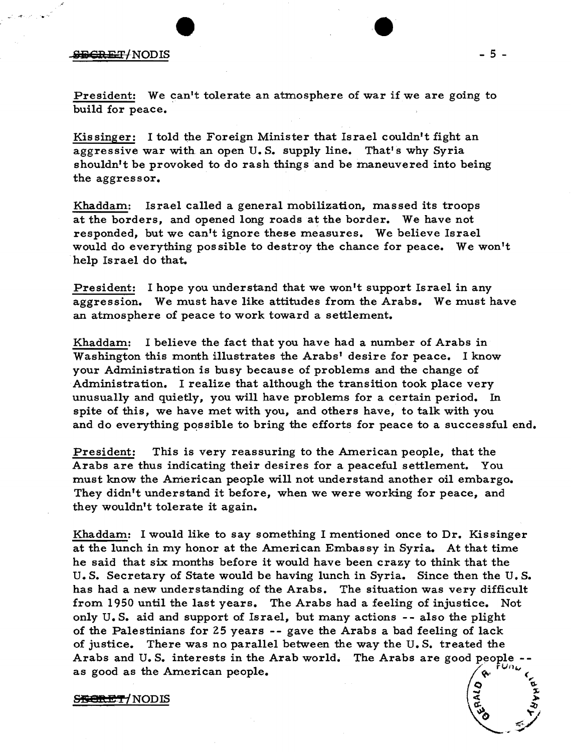President: We can't tolerate an atmosphere of war if we are going to build for peace.

Kissinger: I told the Foreign Minister that Israel couldn't fight an aggressive war with an open U.S. supply line. That's why Syria shouldn't be provoked to do rash things and be maneuvered into being the aggressor.

Khaddam: Israel called a general mobilization, massed its troops at the borders, and opened long roads at the border. We have not responded, but we can't ignore these measures. We believe Israel would do everything possible to destroy the chance for peace. We won't help Israel do that.

President: I hope you understand that we won't support Israel in any aggression. We must have like attitudes from the Arabs. We must have an atmosphere of peace to work toward a settlement.

Khaddam: I believe the fact that you have had a number of Arabs in Washington this month illustrates the Arabs' desire for peace. I know your Administration is busy because of problems and the change of Administration. I realize that although the transition took place very unusually and quietly, you will have problems for a certain period. In spite of this, we have met with you, and others have, to talk with you and do everything possible to bring the efforts for peace to a successful end.

President: This is very reassuring to the American people, that the Arabs are thus indicating their desires for a peaceful settlement. You must know the American people will not understand another oil embargo. They didn't understand it before, when we were working for peace, and they wouldn't tolerate it again.

Khaddam: I would like to say something I mentioned once to Dr. Kissinger at the lunch in my honor at the American Embassy in Syria. At that time he said that six months before it would have been crazy to think that the U.S. Secretary of State would be having lunch in Syria. Since then the U.S. has had a new understanding of the Arabs. The situation was very difficult from 1950 until the last years. The Arabs had a feeling of injustice. Not only U.S. aid and support of Israel, but many actions -- also the plight of the Palestinians for 25 years -- gave the Arabs a bad feeling of lack of justice. There was no parallel between the way the U.S. treated the Arabs and U.S. interests in the Arab world. The Arabs are good people -- as good as the American people.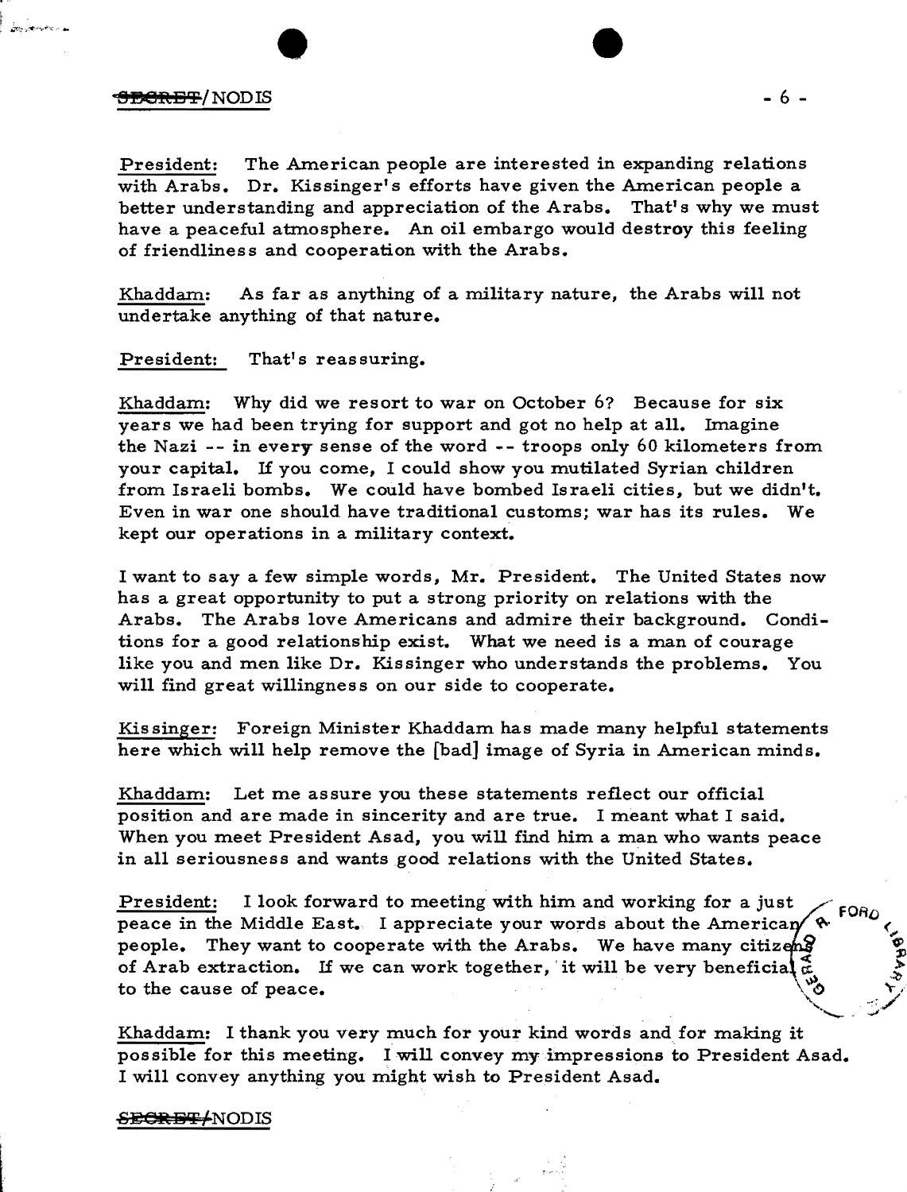President: The American people are interested in expanding relations with Arabs. Dr. Kissinger's efforts have given the American people a better understanding and appreciation of the Arabs. That's why we must have a peaceful atmosphere. An oil embargo would destroy this feeling of friendliness and cooperation with the Arabs.

Khaddam: As far as anything of a military nature, the Arabs will not undertake anything of that nature.

President: That's reassuring.

Khaddam: Why did we resort to war on October 6? Because for six years we had been trying for support and got no help at all. Imagine the Nazi -- in every sense of the word -- troops only 60 kilometers from your capital. If you come, I could show you mutilated Syrian children from Israeli bombs. We could have bombed Israeli cities, but we didn't. Even in war one should have traditional customs; war has its rules. We kept our operations in a military context.

I want to say a few simple words, Mr. President. The United States now has a great opportunity to put a strong priority on relations with the Arabs. The Arabs love Americans and admire their background. Conditions for a good relationship exist. What we need is a man of courage like you and men like Dr. Kissinger who understands the problems. You will find great willingness on our side to cooperate.

Kissinger: Foreign Minister Khaddam has made many helpful statements here which will help remove the [bad] image of Syria in American minds.

Khaddam: Let me assure you these statements reflect our official position and are made in sincerity and are true. I meant what I said. When you meet President Asad, you will find him a man who wants peace in all seriousness and wants good relations with the United States.

President: I look forward to meeting with him and working for a just peace in the Middle East. I appreciate your words about the American people. They want to cooperate with the Arabs. We have many citizens of Arab extraction. If we can work together, it will be very beneficial to the cause of peace.

Khaddam: I thank you very much for your kind words and for making it possible for this meeting. I will convey my impressions to President Asad. I will convey anything you might wish to President Asad.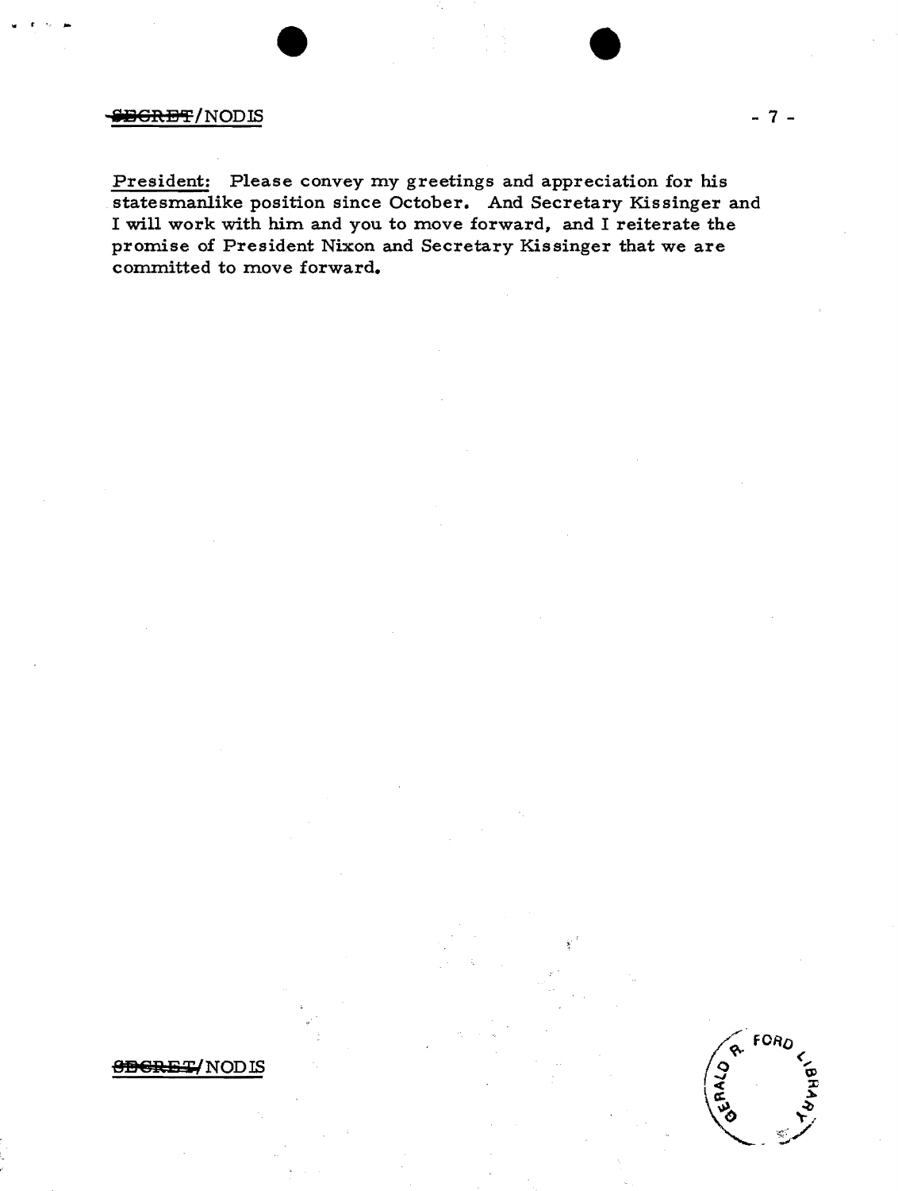President: Please convey my greetings and appreciation for his statesmanlike position since October. And Secretary Kissinger and I will work with him and you to move forward, and I reiterate the promise of President Nixon and Secretary Kissinger that we are committed to move forward.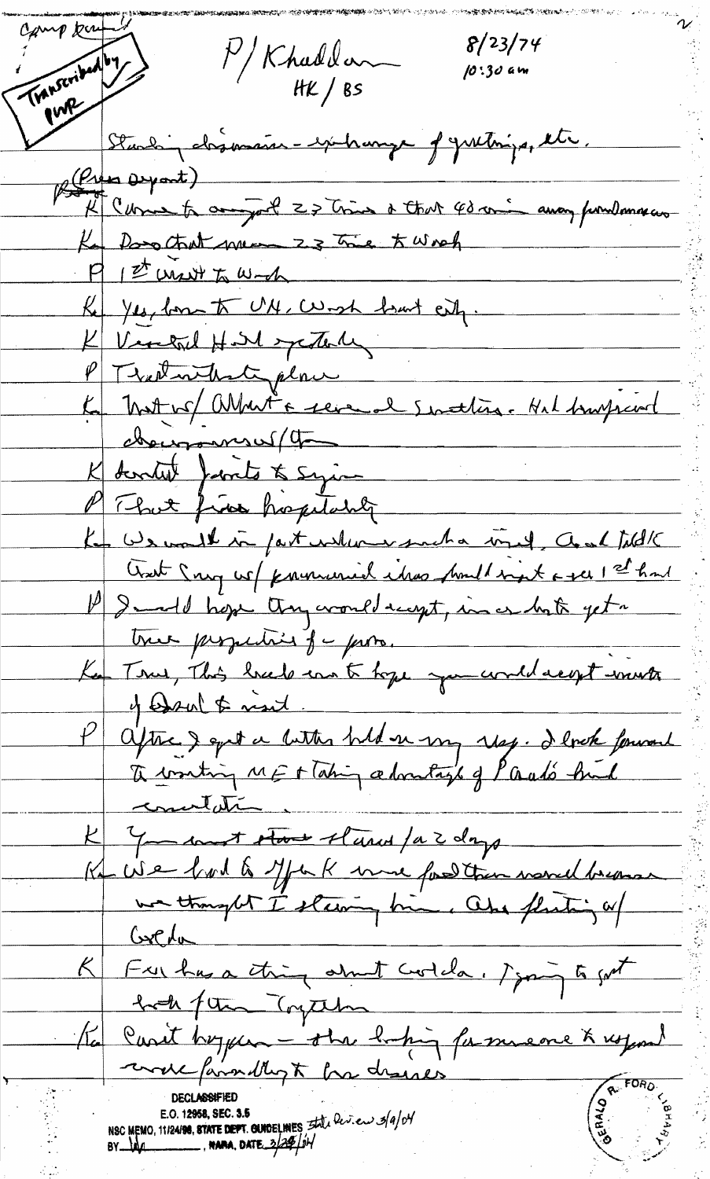Camp David

Transcribed by PWR

P/Khaddam
HK/BS

8/23/74
10:30 am

Standing discussion - exchange of greetings, etc.

(Press depart)

K Came to airport 2 or 3 times & that 40 min away from Damascus

Kh Does that mean 2 or 3 times to Wash

P 1st visit to Wash

Kh Yes, been to UN. Wash beaut city.

K Visited Hill yesterday

P That noth[?] that place

Kh Met w/ Albert & several Senators. Had beneficial discussions w/them

K Invited Javits to Syria

P That fine hospitality

Kh We would in part welcome such a visit, and told K that Sen[?] w/ prominent ideas should visit & see 1st hand

P I would hope they would accept, in order to get true perspective of prob.

Kh True, this leads me to hope you would accept invite of Asad to visit.

P After I got a letter hold on my way. I look forward to visiting ME & taking advantage of Asad's kind invitation.

K You must stay there for 2 days

Kh We had to offer K more food than normal because we thought I starving him. Also flirting w/ Golda

K Fuel has a thing about Golda. I'm going to get both of them together

Kh Can't happen - she hoping for someone to respond more favorably to her desires

DECLASSIFIED
E.O. 12958, SEC. 3.5
NSC MEMO, 11/24/98, STATE DEPT. GUIDELINES State Review 3/9/04
BY [initials], NARA, DATE 3/29/04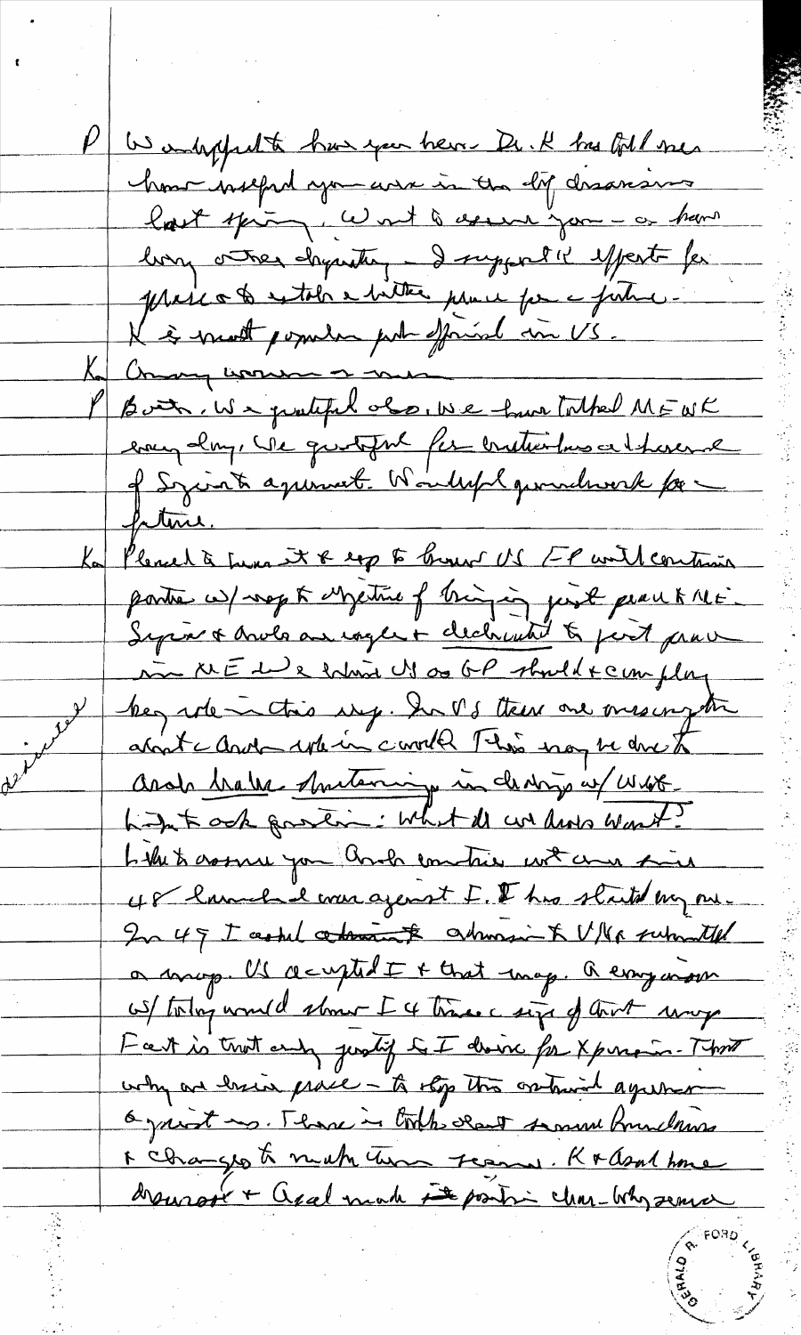P Wonderful to have you here. Dr. K has told me how helpful you were in the dif discussions last spring. Want to assure you — as have many other dignitaries — I support K efforts for peace & to establish a better peace for a future. K is most popular pub official in US.

K Among women & men

P Both. We grateful also. We have talked ME w K every day. We grateful for contributions at time of Syrian agreement. Wonderful groundwork for future.

K Pleased to hear it & esp to know US FP will continue positive w/ resp to objective of bringing just peace to ME. Syria & Arabs are eager & dedicated to just peace in ME & we think US as GP should & can play key role in this way. In US there are misconceptions about Arab role in world. This may be due to Arab lack of sustaining in dealings w/ West. Like to ask question: What do we Arabs want? Like to assure you Arab countries not aims since 48 launched war against I. I has started my one. In 47 I asked admission to UN. UN submitted a map. US accepted I & that map. Anyone w/ today would show I 4 times size of that map. Fact is that only justify for I drive for expansion. That why we seek peace — to stop this continued aggression against us. There is talk about secure boundaries & changes to make them secure. K & Asad have discussed & Asad made his position clear. Why secure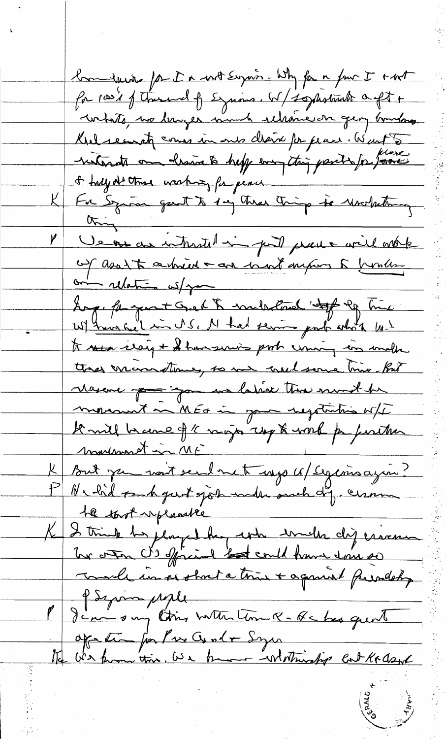boundaries for I or not Syria. Why for a few I + not for 100's of thousand of Syrians. W/ sophisticated acft + rockets, no longer much relevance on geog boundaries.

Real security comes in our desire for peace. Want to reiterate our desire to help every thing possible for peace & help all those working for peace

K For Syrian great to say these things to understanding thing

P We are also interested in just peace + will work w/ Asad to achieve + are not anxious to hinder our relation w/ you

Hope for your + Greek to understand step by time w/ pressure in U.S. I had serious prob about to stop Iraq + I have serious prob coming in under these circumstances, so we need some time. But reasons for you we believe there must be movement in ME in your negotiations w/ E. It will become of a major step to work for further movement in ME

K But you want send me to negs w/ Syrians again?

P He did such great job under such dif. circum - the most unpleasant

K I think he played key role under diff circum. No other US official could have done so much in so short a time + against friendship of Syrian people

P I can say this without Henry K - He has great affection for Pres Ford + Syria

We are from this. We have relationship but K + Asad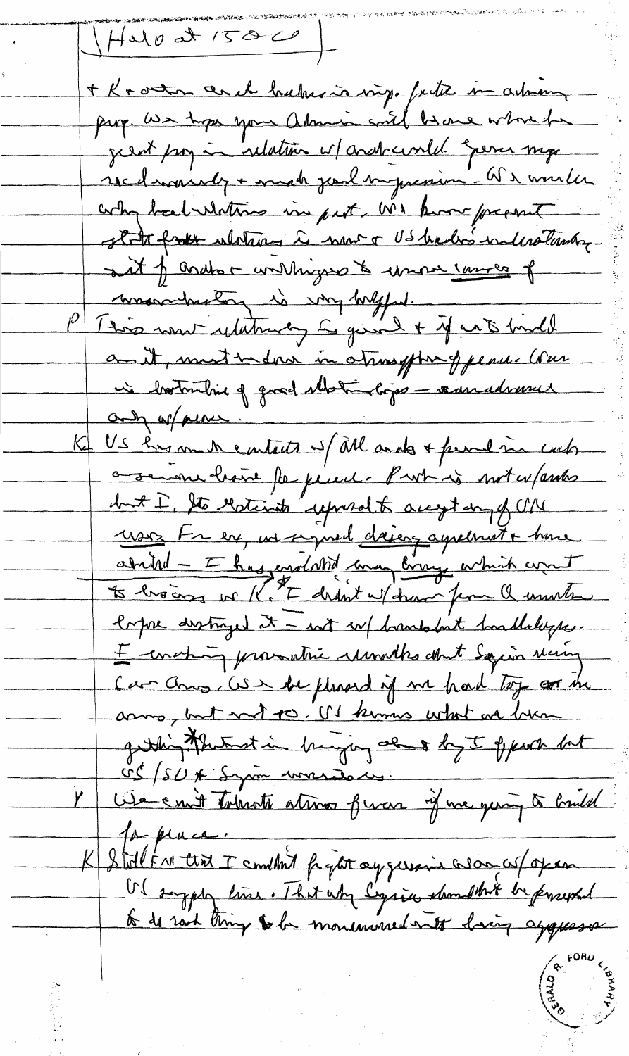(Halo at 1500)

+ K ... and leaders in imp. factor in achieving prog. We hope your Admin will become whole hearted prog in relation w/ Arab world. Genuine ... + much good impression. We wonder why bad relations in past. We know present state of relations is new + US leaders' understanding of Arab willingness to ... causes of misunderstanding is very helpful.

P This new relationship is good + if we to build on it, must be done in atmosphere of peace. War is destructive of good relationships — we can advance only w/ peace.

K US has much contacts w/ all Arabs + found in each a genuine desire for peace. Prob is not w/ Arabs but I. Its rejects refusal to accept any of UN ... For ex, we signed disengagement agreement + have abided — I has violated many things which went to ... w/ K. I didn't w/draw from Q ... before destroyed it — not w/ bombs but bulldozers. I making provocative remarks about Syria using ... arms. We be pleased if we had top arms in arms, but not so. US knows what we been getting & what is being brought by I ... but US/SU + Syrian weapons.

P We can't tolerate atmos of war if we going to build for peace.

K Still I'm that I couldn't fight aggression w/ open US supply line. That why Syria shouldn't be pressed to do rash thing to be maneuvered into being aggressor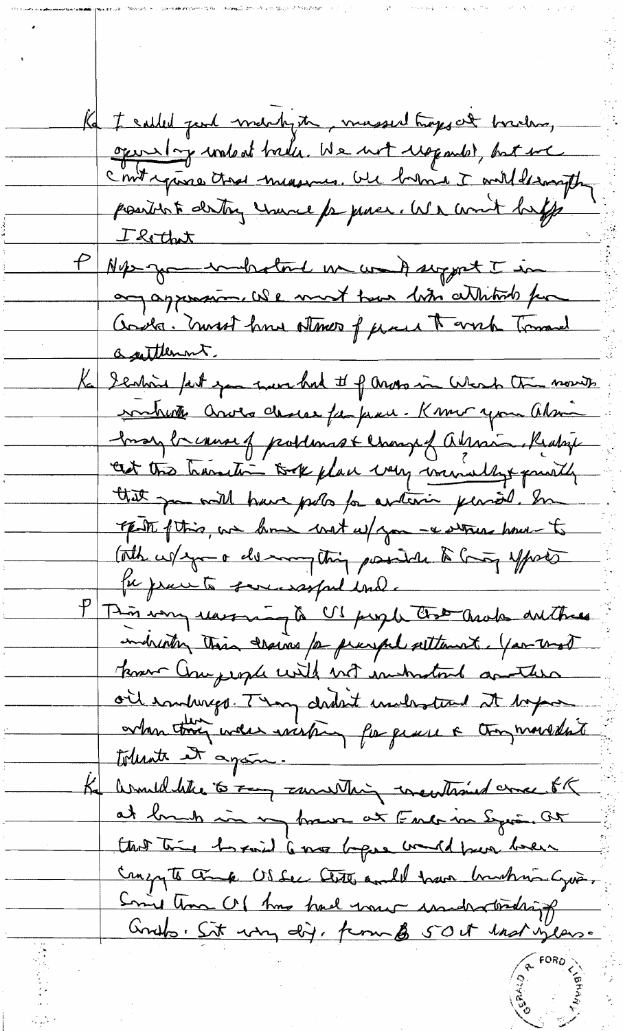K I called [illegible] mentioning, massed troops at border, openly contact border. We not responded, but we can't ignore those measures. We hope I will strengthen possibility of chance for peace. We aren't happy I see that.

P Hope you understand we want to support I in any aggression. We must have better attitudes from Arabs. Must have atmosphere of peace to work toward a settlement.

K I think fact you have had # of Arabs in Wash this month indicates Arabs desire for peace. Know your Admin may be cause of problems & change of Admin. Realize that the transition took place very smoothly & quickly that you will have problems for certain period. In spite of this, we have met w/you — & others have — to talk w/you & do everything possible to bring efforts for peace to successful end.

P This very reassuring to US people that Arabs are there indicating their desire for peaceful settlement. You must know our people will not understand another oil embargo. They didn't understand it before when they were working for peace & they wouldn't tolerate it again.

K Would like to say something mentioned once to K at lunch in my house at Eneda in Syria. At that time he said 6 mos before would have been crazy to think US Sec State would have lunch in Syria. Since then US has had more understanding of Arabs. Situation very diff. from 50 at last years.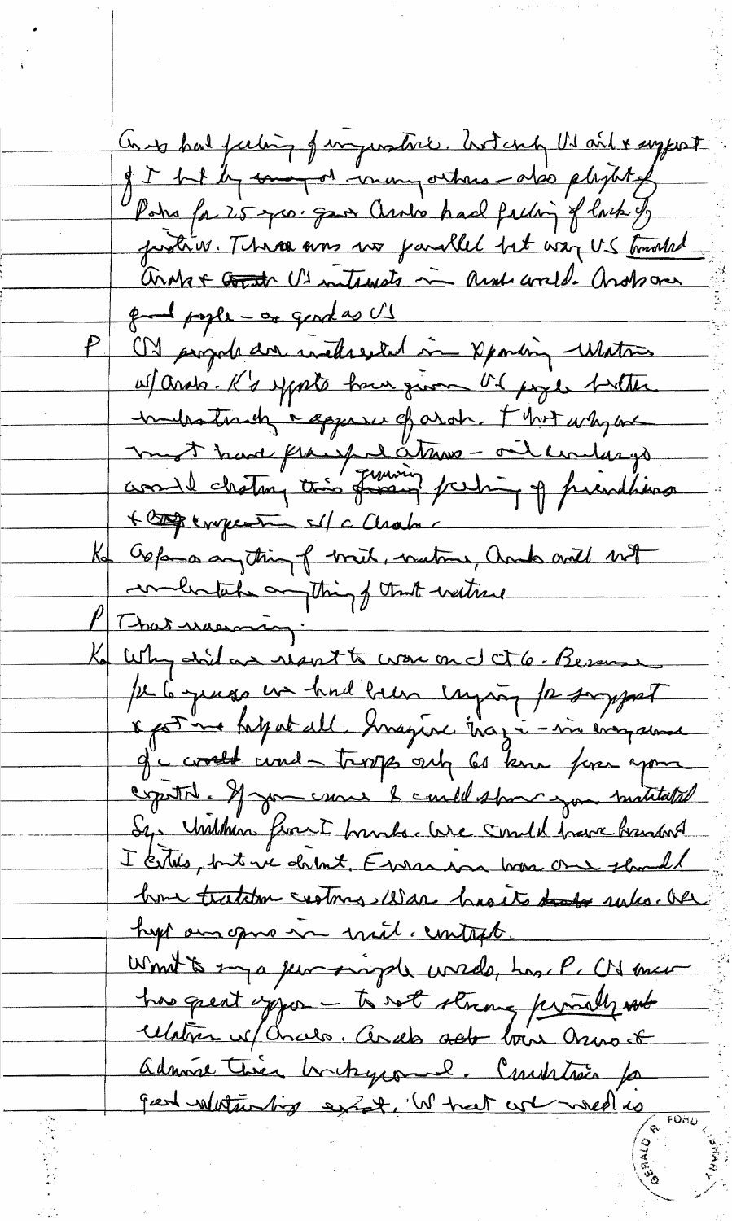Arabs had feeling of injustice. Not only US aid & support of I but by many others — also plight of Pals for 25 yrs. gave Arabs had feeling of lack of justice. There was no parallel but way US treated Arabs & US interests in Arab world. Arabs are good people — as good as US

P CN people are interested in expanding relations w/ Arabs. K's efforts have given US people better understanding & appreciation of Arabs. & that why we must have peaceful actions — oil embargo would destroy this growing feeling of friendliness & cooperation w/ c Arabs

K Before anything of this nature, Arabs will not undertake anything of that nature

P That reassuring.

K Why did we resort to war on Oct 6. Because for 6 years we had been crying for support & got no help at all. Imagine Iraqi — in any area of c world — troops only 60 km from your capitol. If you come I could show you mutilated Sy. children from I bombs. We could have bombarded I cities, but we didn't. Even in war one should have tradition customs. War has its rules. We kept our eyes in mil. context.

Want to say a few simple words, Mr. P. CN now has great opportunity — to set strong friendly relations w/ Arabs. Arabs also know & admire their background. Conditions for good relationships exist. What we need is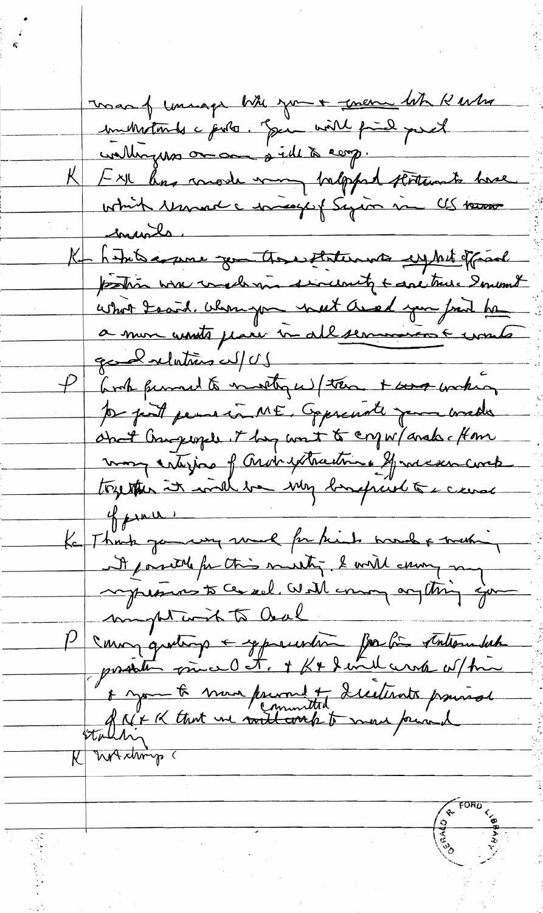man of courage like you & menu with K who understands a problem. You will find good willingness on our side to coop.

K&nbsp;&nbsp;Exel has made many helpful statements here which improved a image of Syria in US press & minds.

K&nbsp;&nbsp;I want to assure you those statements expressed official position were made in sincerity & are true. I meant what I said. When you meet Asad you find he a man wants peace in all seriousness & wants good relations w/US

P&nbsp;&nbsp;Look forward to meeting w/ him & are working for just peace in ME. Appreciate your words about Congress. It has want to cooperate w/ Arabs. Have many statements of Arab exchanges. If we can work together it will be very beneficial to cause of peace.

K&nbsp;&nbsp;Thank you very much for kind words & making it possible for this meeting. I will convey my impressions to Asad. Will convey anything you might wish to Asad

P&nbsp;&nbsp;Convey greetings & appreciation for his statesmanlike position since Oct. & K & I will work w/ him & you to move forward & I reiterate promise of Nix & K that we will committed to move forward

K&nbsp;&nbsp;Nothing (